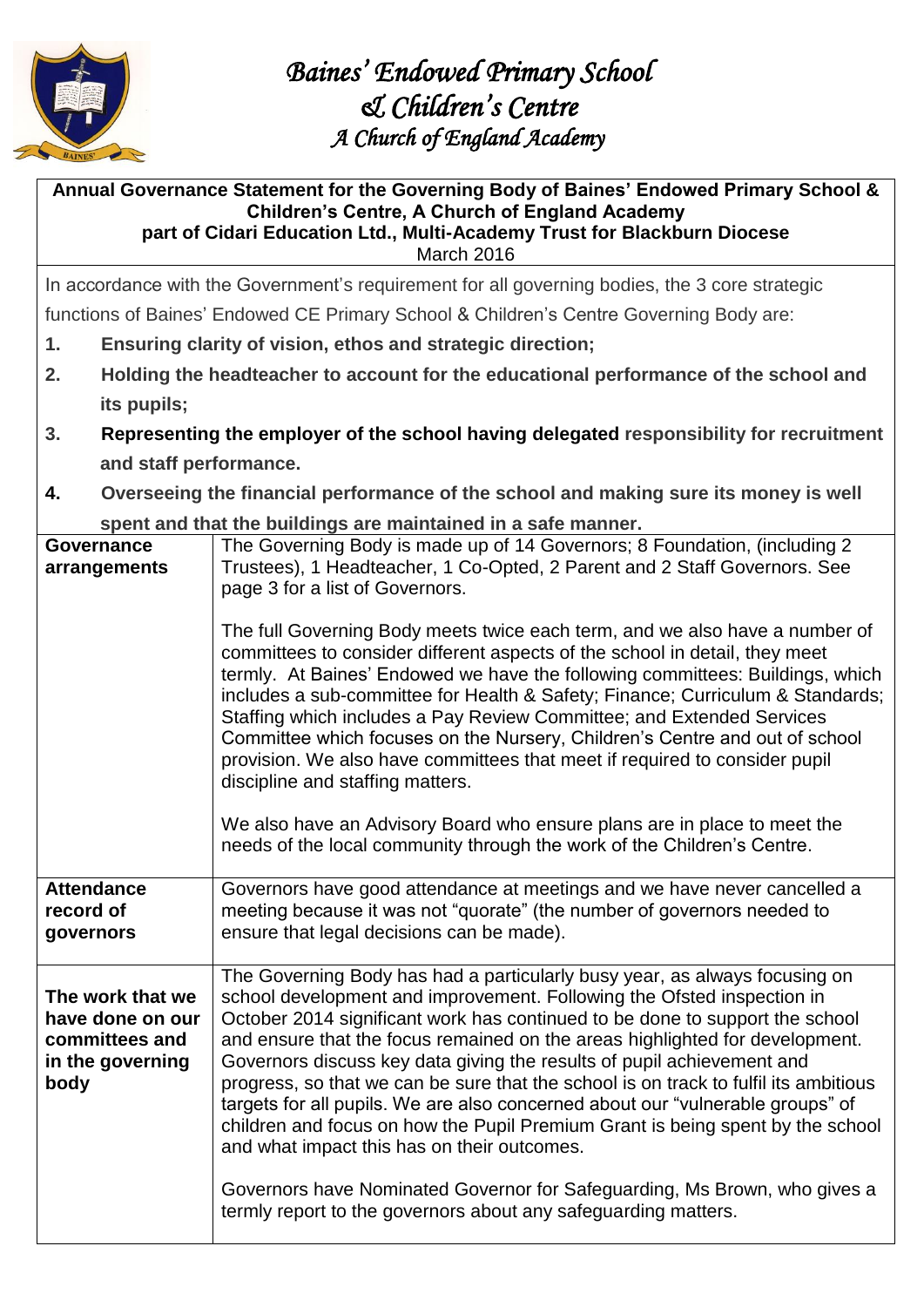# *Baines' Endowed Primary School*
# *& Children's Centre*
## *A Church of England Academy*

**Annual Governance Statement for the Governing Body of Baines' Endowed Primary School & Children's Centre, A Church of England Academy**
**part of Cidari Education Ltd., Multi-Academy Trust for Blackburn Diocese**
March 2016

In accordance with the Government's requirement for all governing bodies, the 3 core strategic functions of Baines' Endowed CE Primary School & Children's Centre Governing Body are:

1. **Ensuring clarity of vision, ethos and strategic direction;**
2. **Holding the headteacher to account for the educational performance of the school and its pupils;**
3. **Representing the employer of the school having delegated responsibility for recruitment and staff performance.**
4. **Overseeing the financial performance of the school and making sure its money is well spent and that the buildings are maintained in a safe manner.**

| | |
|---|---|
| **Governance arrangements** | The Governing Body is made up of 14 Governors; 8 Foundation, (including 2 Trustees), 1 Headteacher, 1 Co-Opted, 2 Parent and 2 Staff Governors. See page 3 for a list of Governors.<br><br>The full Governing Body meets twice each term, and we also have a number of committees to consider different aspects of the school in detail, they meet termly. At Baines' Endowed we have the following committees: Buildings, which includes a sub-committee for Health & Safety; Finance; Curriculum & Standards; Staffing which includes a Pay Review Committee; and Extended Services Committee which focuses on the Nursery, Children's Centre and out of school provision. We also have committees that meet if required to consider pupil discipline and staffing matters.<br><br>We also have an Advisory Board who ensure plans are in place to meet the needs of the local community through the work of the Children's Centre. |
| **Attendance record of governors** | Governors have good attendance at meetings and we have never cancelled a meeting because it was not "quorate" (the number of governors needed to ensure that legal decisions can be made). |
| **The work that we have done on our committees and in the governing body** | The Governing Body has had a particularly busy year, as always focusing on school development and improvement. Following the Ofsted inspection in October 2014 significant work has continued to be done to support the school and ensure that the focus remained on the areas highlighted for development. Governors discuss key data giving the results of pupil achievement and progress, so that we can be sure that the school is on track to fulfil its ambitious targets for all pupils. We are also concerned about our "vulnerable groups" of children and focus on how the Pupil Premium Grant is being spent by the school and what impact this has on their outcomes.<br><br>Governors have Nominated Governor for Safeguarding, Ms Brown, who gives a termly report to the governors about any safeguarding matters. |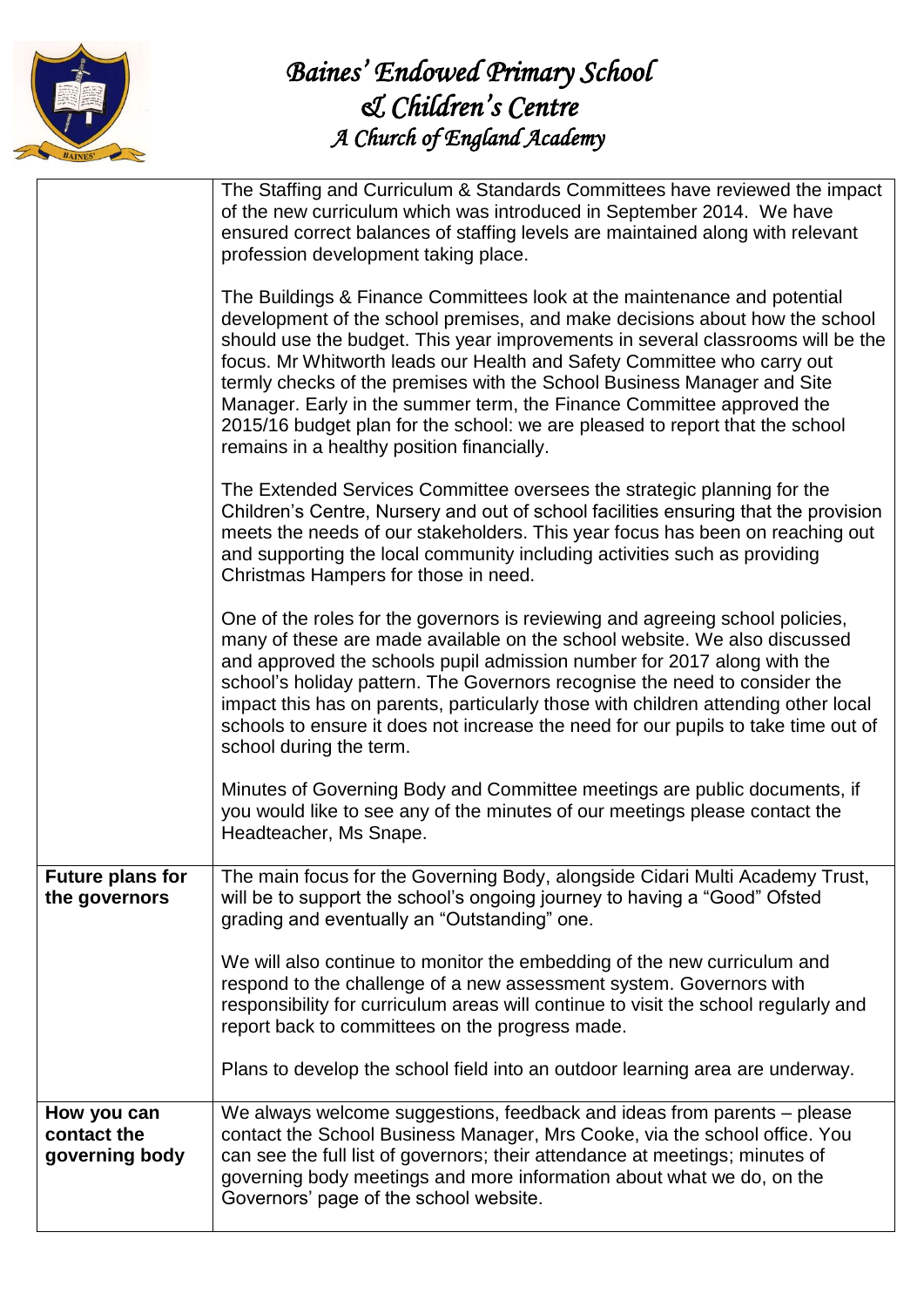| | |
|---|---|
| | The Staffing and Curriculum & Standards Committees have reviewed the impact of the new curriculum which was introduced in September 2014. We have ensured correct balances of staffing levels are maintained along with relevant profession development taking place.<br><br>The Buildings & Finance Committees look at the maintenance and potential development of the school premises, and make decisions about how the school should use the budget. This year improvements in several classrooms will be the focus. Mr Whitworth leads our Health and Safety Committee who carry out termly checks of the premises with the School Business Manager and Site Manager. Early in the summer term, the Finance Committee approved the 2015/16 budget plan for the school: we are pleased to report that the school remains in a healthy position financially.<br><br>The Extended Services Committee oversees the strategic planning for the Children's Centre, Nursery and out of school facilities ensuring that the provision meets the needs of our stakeholders. This year focus has been on reaching out and supporting the local community including activities such as providing Christmas Hampers for those in need.<br><br>One of the roles for the governors is reviewing and agreeing school policies, many of these are made available on the school website. We also discussed and approved the schools pupil admission number for 2017 along with the school's holiday pattern. The Governors recognise the need to consider the impact this has on parents, particularly those with children attending other local schools to ensure it does not increase the need for our pupils to take time out of school during the term.<br><br>Minutes of Governing Body and Committee meetings are public documents, if you would like to see any of the minutes of our meetings please contact the Headteacher, Ms Snape. |
| **Future plans for the governors** | The main focus for the Governing Body, alongside Cidari Multi Academy Trust, will be to support the school's ongoing journey to having a "Good" Ofsted grading and eventually an "Outstanding" one.<br><br>We will also continue to monitor the embedding of the new curriculum and respond to the challenge of a new assessment system. Governors with responsibility for curriculum areas will continue to visit the school regularly and report back to committees on the progress made.<br><br>Plans to develop the school field into an outdoor learning area are underway. |
| **How you can contact the governing body** | We always welcome suggestions, feedback and ideas from parents – please contact the School Business Manager, Mrs Cooke, via the school office. You can see the full list of governors; their attendance at meetings; minutes of governing body meetings and more information about what we do, on the Governors' page of the school website. |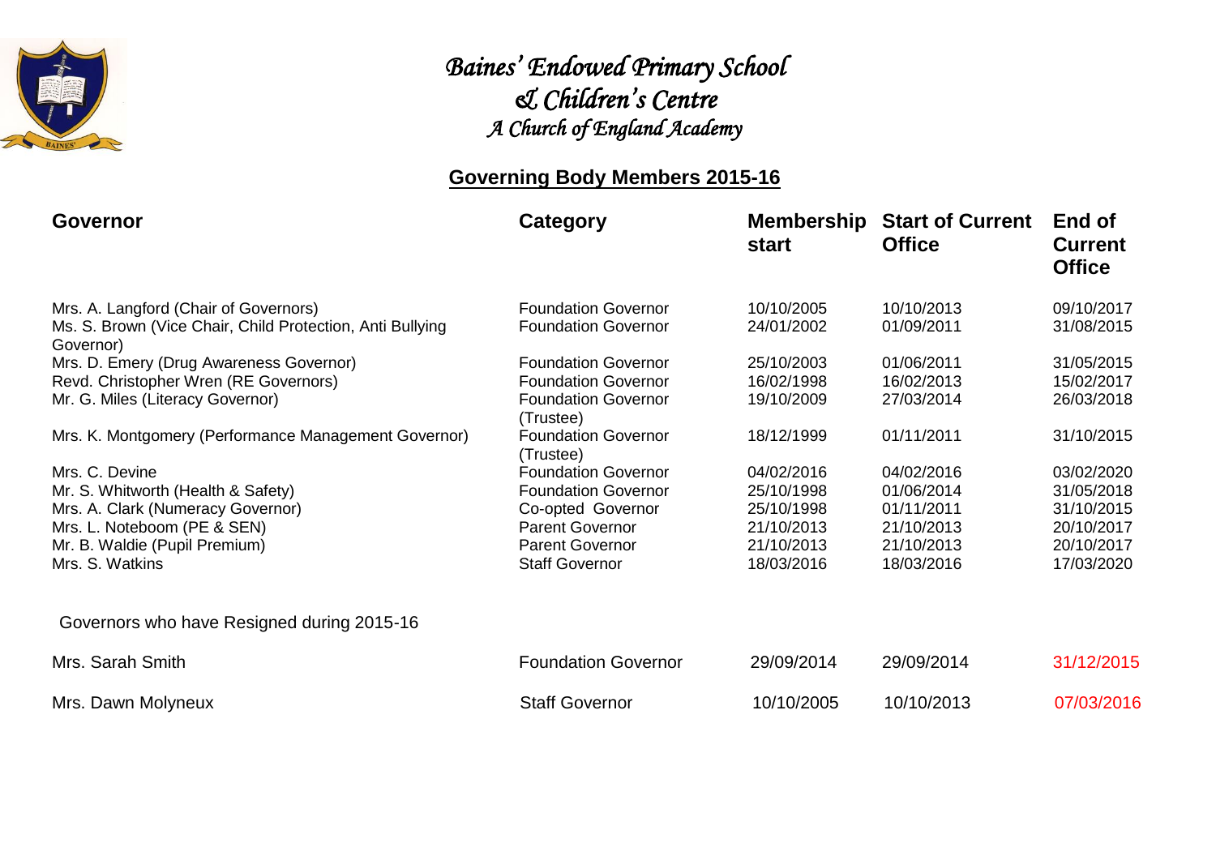# *Baines' Endowed Primary School*
# *& Children's Centre*
## *A Church of England Academy*

## **Governing Body Members 2015-16**

| Governor | Category | Membership start | Start of Current Office | End of Current Office |
|---|---|---|---|---|
| Mrs. A. Langford (Chair of Governors) | Foundation Governor | 10/10/2005 | 10/10/2013 | 09/10/2017 |
| Ms. S. Brown (Vice Chair, Child Protection, Anti Bullying Governor) | Foundation Governor | 24/01/2002 | 01/09/2011 | 31/08/2015 |
| Mrs. D. Emery (Drug Awareness Governor) | Foundation Governor | 25/10/2003 | 01/06/2011 | 31/05/2015 |
| Revd. Christopher Wren (RE Governors) | Foundation Governor | 16/02/1998 | 16/02/2013 | 15/02/2017 |
| Mr. G. Miles (Literacy Governor) | Foundation Governor (Trustee) | 19/10/2009 | 27/03/2014 | 26/03/2018 |
| Mrs. K. Montgomery (Performance Management Governor) | Foundation Governor (Trustee) | 18/12/1999 | 01/11/2011 | 31/10/2015 |
| Mrs. C. Devine | Foundation Governor | 04/02/2016 | 04/02/2016 | 03/02/2020 |
| Mr. S. Whitworth (Health & Safety) | Foundation Governor | 25/10/1998 | 01/06/2014 | 31/05/2018 |
| Mrs. A. Clark (Numeracy Governor) | Co-opted Governor | 25/10/1998 | 01/11/2011 | 31/10/2015 |
| Mrs. L. Noteboom (PE & SEN) | Parent Governor | 21/10/2013 | 21/10/2013 | 20/10/2017 |
| Mr. B. Waldie (Pupil Premium) | Parent Governor | 21/10/2013 | 21/10/2013 | 20/10/2017 |
| Mrs. S. Watkins | Staff Governor | 18/03/2016 | 18/03/2016 | 17/03/2020 |

Governors who have Resigned during 2015-16

| | | | | |
|---|---|---|---|---|
| Mrs. Sarah Smith | Foundation Governor | 29/09/2014 | 29/09/2014 | 31/12/2015 |
| Mrs. Dawn Molyneux | Staff Governor | 10/10/2005 | 10/10/2013 | 07/03/2016 |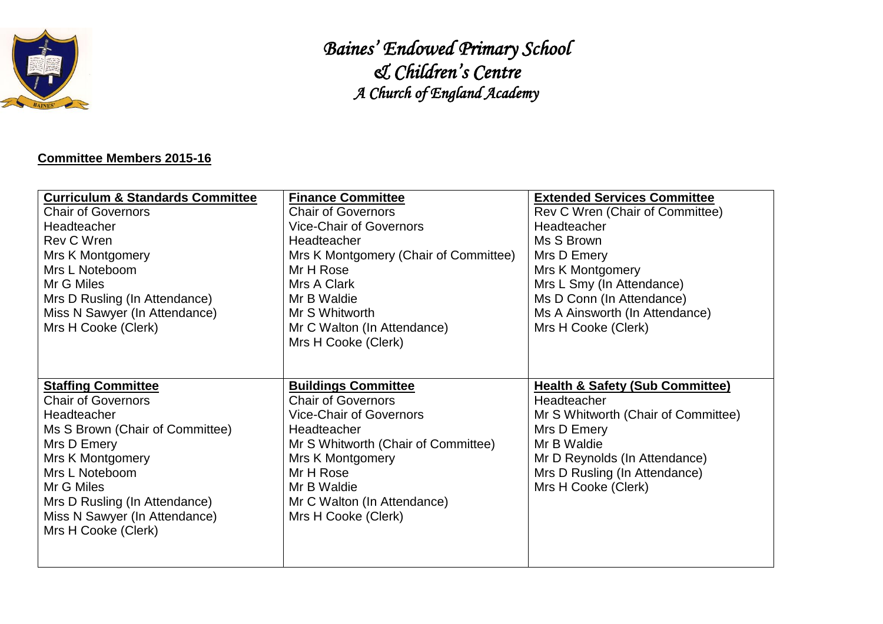# *Baines' Endowed Primary School*
## *& Children's Centre*
### *A Church of England Academy*

**Committee Members 2015-16**

| | | |
|---|---|---|
| **Curriculum & Standards Committee**<br>Chair of Governors<br>Headteacher<br>Rev C Wren<br>Mrs K Montgomery<br>Mrs L Noteboom<br>Mr G Miles<br>Mrs D Rusling (In Attendance)<br>Miss N Sawyer (In Attendance)<br>Mrs H Cooke (Clerk) | **Finance Committee**<br>Chair of Governors<br>Vice-Chair of Governors<br>Headteacher<br>Mrs K Montgomery (Chair of Committee)<br>Mr H Rose<br>Mrs A Clark<br>Mr B Waldie<br>Mr S Whitworth<br>Mr C Walton (In Attendance)<br>Mrs H Cooke (Clerk) | **Extended Services Committee**<br>Rev C Wren (Chair of Committee)<br>Headteacher<br>Ms S Brown<br>Mrs D Emery<br>Mrs K Montgomery<br>Mrs L Smy (In Attendance)<br>Ms D Conn (In Attendance)<br>Ms A Ainsworth (In Attendance)<br>Mrs H Cooke (Clerk) |
| **Staffing Committee**<br>Chair of Governors<br>Headteacher<br>Ms S Brown (Chair of Committee)<br>Mrs D Emery<br>Mrs K Montgomery<br>Mrs L Noteboom<br>Mr G Miles<br>Mrs D Rusling (In Attendance)<br>Miss N Sawyer (In Attendance)<br>Mrs H Cooke (Clerk) | **Buildings Committee**<br>Chair of Governors<br>Vice-Chair of Governors<br>Headteacher<br>Mr S Whitworth (Chair of Committee)<br>Mrs K Montgomery<br>Mr H Rose<br>Mr B Waldie<br>Mr C Walton (In Attendance)<br>Mrs H Cooke (Clerk) | **Health & Safety (Sub Committee)**<br>Headteacher<br>Mr S Whitworth (Chair of Committee)<br>Mrs D Emery<br>Mr B Waldie<br>Mr D Reynolds (In Attendance)<br>Mrs D Rusling (In Attendance)<br>Mrs H Cooke (Clerk) |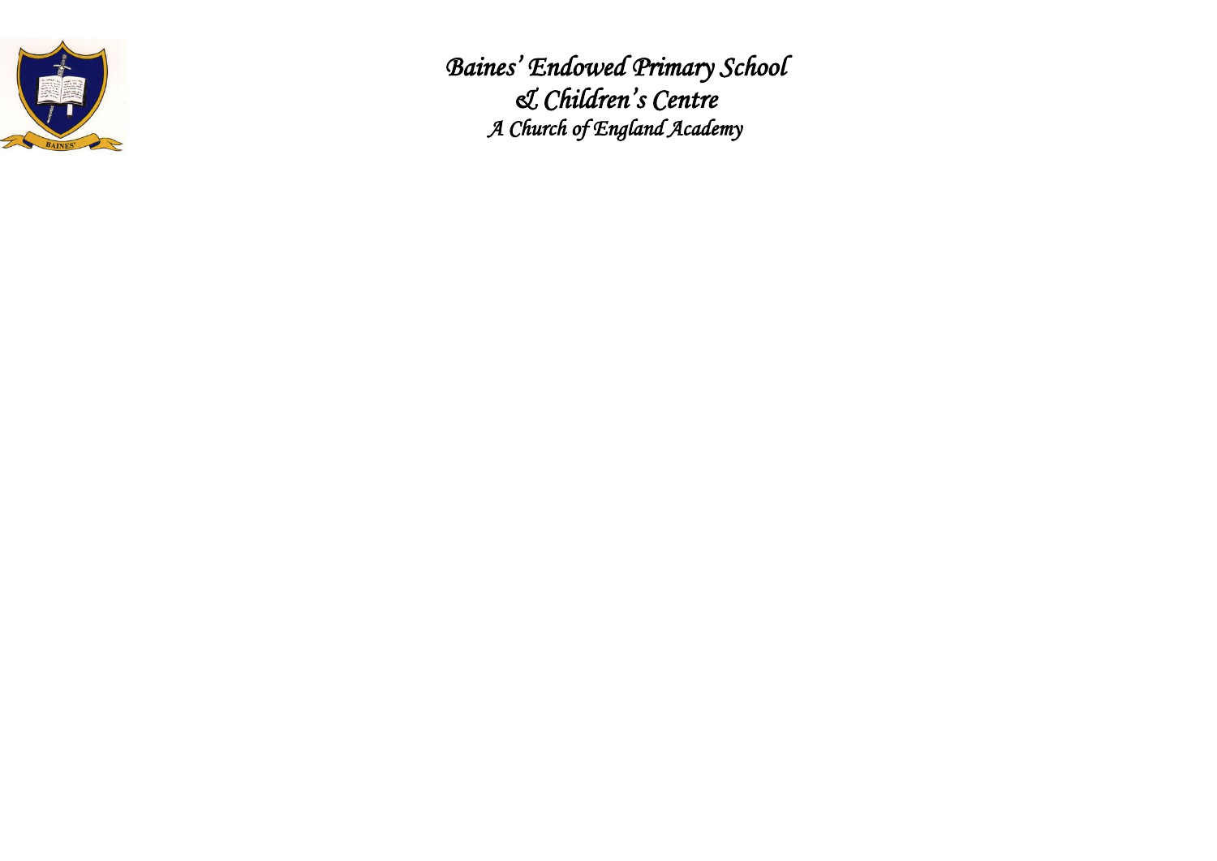*Baines' Endowed Primary School*

*& Children's Centre*

*A Church of England Academy*